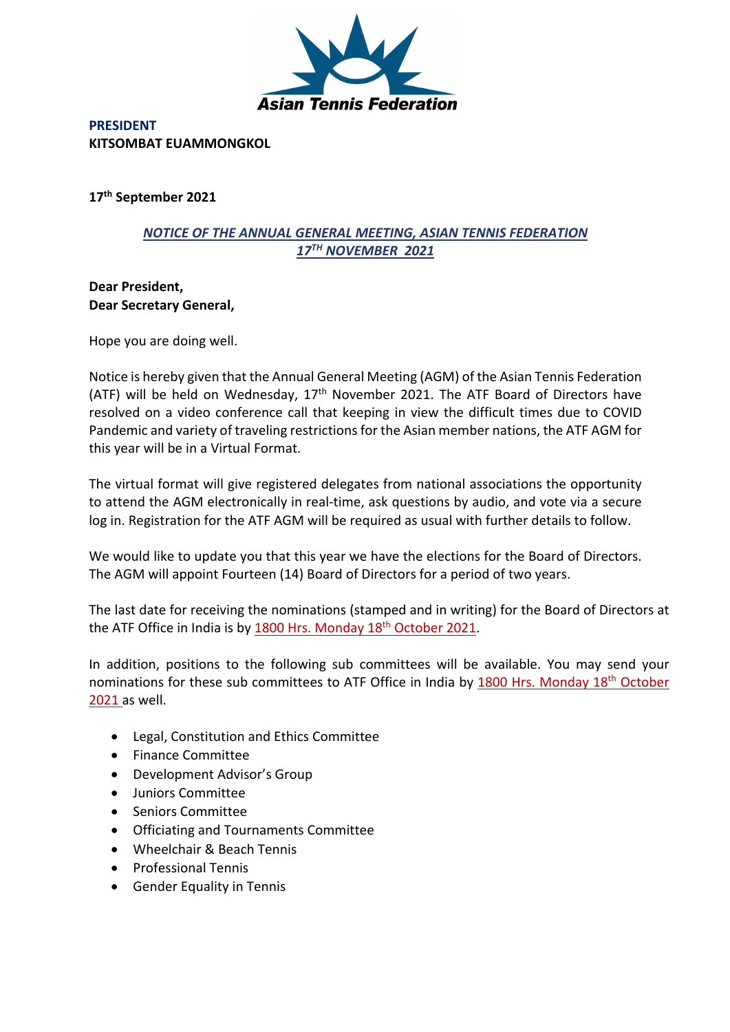**Asian Tennis Federation**

**PRESIDENT**
**KITSOMBAT EUAMMONGKOL**

**17th September 2021**

## ***NOTICE OF THE ANNUAL GENERAL MEETING, ASIAN TENNIS FEDERATION***
## ***17TH NOVEMBER 2021***

**Dear President,**
**Dear Secretary General,**

Hope you are doing well.

Notice is hereby given that the Annual General Meeting (AGM) of the Asian Tennis Federation (ATF) will be held on Wednesday, 17th November 2021. The ATF Board of Directors have resolved on a video conference call that keeping in view the difficult times due to COVID Pandemic and variety of traveling restrictions for the Asian member nations, the ATF AGM for this year will be in a Virtual Format.

The virtual format will give registered delegates from national associations the opportunity to attend the AGM electronically in real-time, ask questions by audio, and vote via a secure log in. Registration for the ATF AGM will be required as usual with further details to follow.

We would like to update you that this year we have the elections for the Board of Directors. The AGM will appoint Fourteen (14) Board of Directors for a period of two years.

The last date for receiving the nominations (stamped and in writing) for the Board of Directors at the ATF Office in India is by 1800 Hrs. Monday 18th October 2021.

In addition, positions to the following sub committees will be available. You may send your nominations for these sub committees to ATF Office in India by 1800 Hrs. Monday 18th October 2021 as well.

- Legal, Constitution and Ethics Committee
- Finance Committee
- Development Advisor's Group
- Juniors Committee
- Seniors Committee
- Officiating and Tournaments Committee
- Wheelchair & Beach Tennis
- Professional Tennis
- Gender Equality in Tennis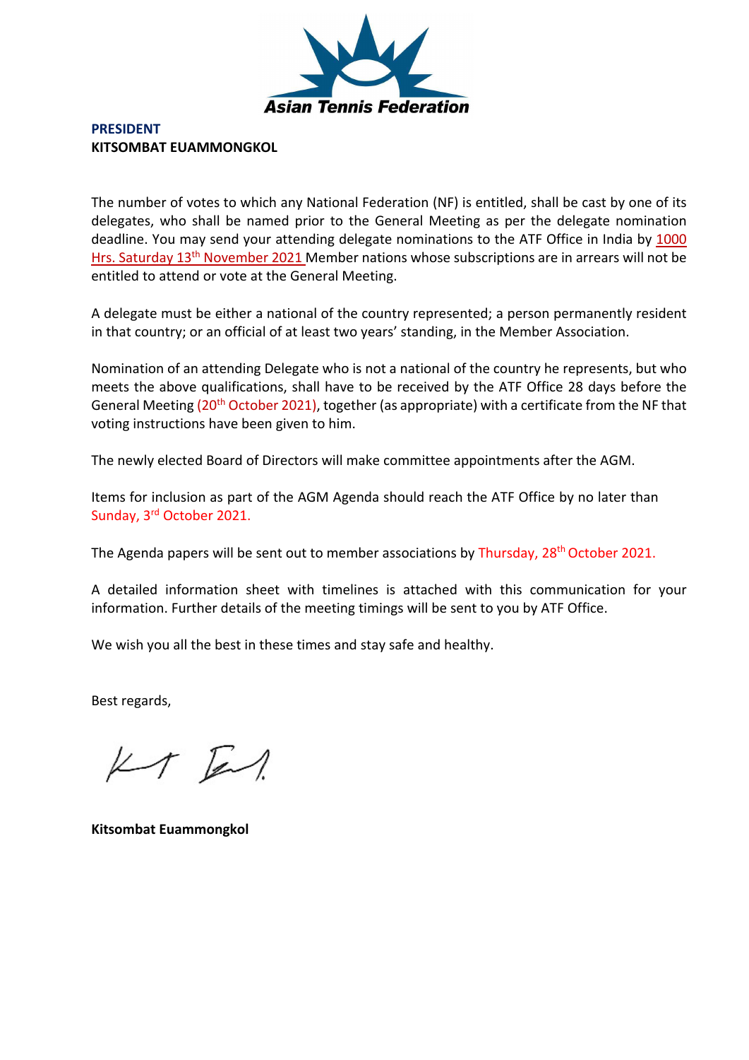**Asian Tennis Federation**

**PRESIDENT**
**KITSOMBAT EUAMMONGKOL**

The number of votes to which any National Federation (NF) is entitled, shall be cast by one of its delegates, who shall be named prior to the General Meeting as per the delegate nomination deadline. You may send your attending delegate nominations to the ATF Office in India by 1000 Hrs. Saturday 13th November 2021 Member nations whose subscriptions are in arrears will not be entitled to attend or vote at the General Meeting.

A delegate must be either a national of the country represented; a person permanently resident in that country; or an official of at least two years' standing, in the Member Association.

Nomination of an attending Delegate who is not a national of the country he represents, but who meets the above qualifications, shall have to be received by the ATF Office 28 days before the General Meeting (20th October 2021), together (as appropriate) with a certificate from the NF that voting instructions have been given to him.

The newly elected Board of Directors will make committee appointments after the AGM.

Items for inclusion as part of the AGM Agenda should reach the ATF Office by no later than Sunday, 3rd October 2021.

The Agenda papers will be sent out to member associations by Thursday, 28th October 2021.

A detailed information sheet with timelines is attached with this communication for your information. Further details of the meeting timings will be sent to you by ATF Office.

We wish you all the best in these times and stay safe and healthy.

Best regards,

**Kitsombat Euammongkol**